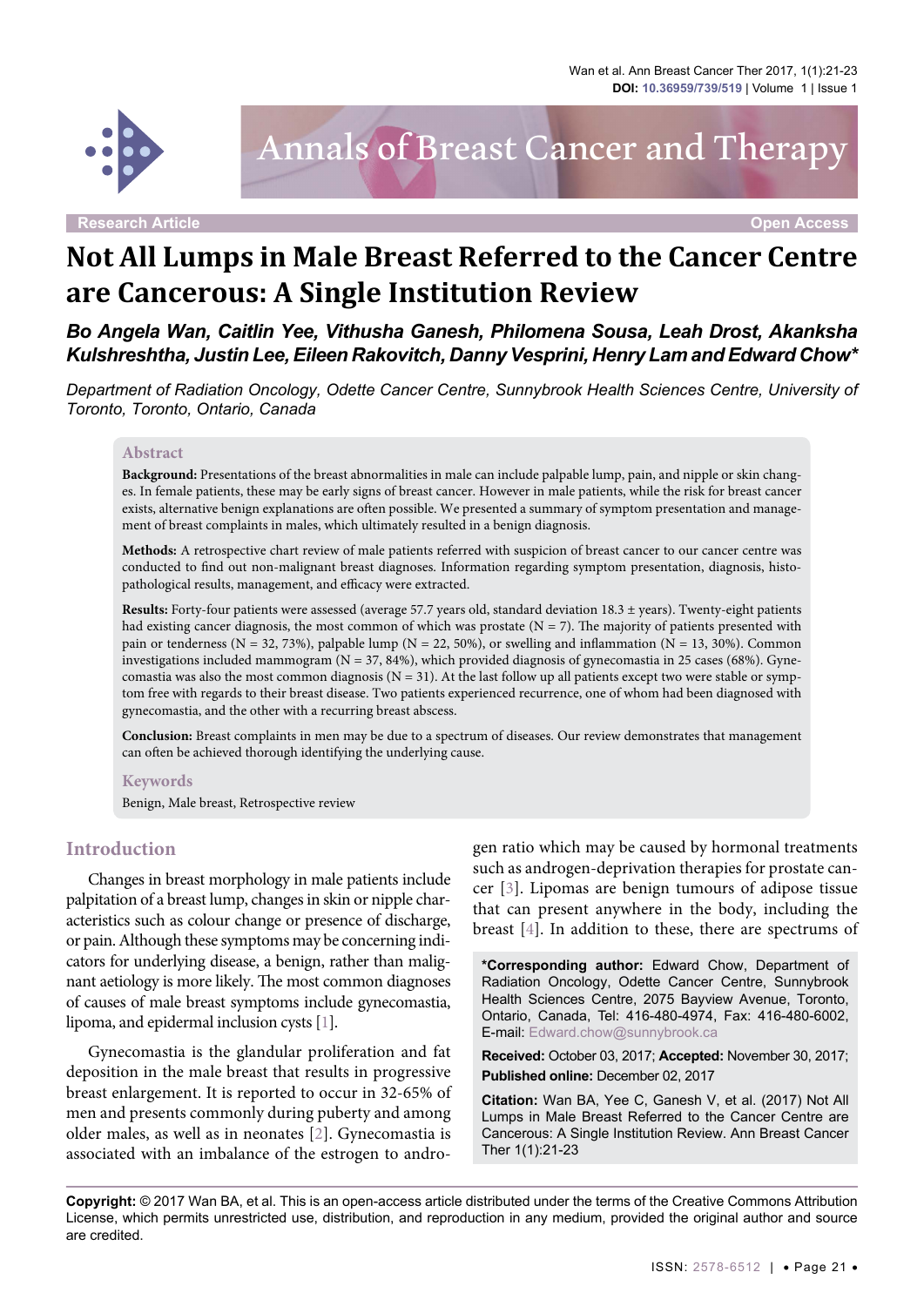Research Article | Open Access

# Not All Lumps in Male Breast Referred to the Cancer Centre are Cancerous: A Single Institution Review

***Bo Angela Wan, Caitlin Yee, Vithusha Ganesh, Philomena Sousa, Leah Drost, Akanksha Kulshreshtha, Justin Lee, Eileen Rakovitch, Danny Vesprini, Henry Lam and Edward Chow****

*Department of Radiation Oncology, Odette Cancer Centre, Sunnybrook Health Sciences Centre, University of Toronto, Toronto, Ontario, Canada*

## Abstract

**Background:** Presentations of the breast abnormalities in male can include palpable lump, pain, and nipple or skin changes. In female patients, these may be early signs of breast cancer. However in male patients, while the risk for breast cancer exists, alternative benign explanations are often possible. We presented a summary of symptom presentation and management of breast complaints in males, which ultimately resulted in a benign diagnosis.

**Methods:** A retrospective chart review of male patients referred with suspicion of breast cancer to our cancer centre was conducted to find out non-malignant breast diagnoses. Information regarding symptom presentation, diagnosis, histopathological results, management, and efficacy were extracted.

**Results:** Forty-four patients were assessed (average 57.7 years old, standard deviation 18.3 ± years). Twenty-eight patients had existing cancer diagnosis, the most common of which was prostate (N = 7). The majority of patients presented with pain or tenderness (N = 32, 73%), palpable lump (N = 22, 50%), or swelling and inflammation (N = 13, 30%). Common investigations included mammogram (N = 37, 84%), which provided diagnosis of gynecomastia in 25 cases (68%). Gynecomastia was also the most common diagnosis (N = 31). At the last follow up all patients except two were stable or symptom free with regards to their breast disease. Two patients experienced recurrence, one of whom had been diagnosed with gynecomastia, and the other with a recurring breast abscess.

**Conclusion:** Breast complaints in men may be due to a spectrum of diseases. Our review demonstrates that management can often be achieved thorough identifying the underlying cause.

## Keywords

Benign, Male breast, Retrospective review

## Introduction

Changes in breast morphology in male patients include palpitation of a breast lump, changes in skin or nipple characteristics such as colour change or presence of discharge, or pain. Although these symptoms may be concerning indicators for underlying disease, a benign, rather than malignant aetiology is more likely. The most common diagnoses of causes of male breast symptoms include gynecomastia, lipoma, and epidermal inclusion cysts [1].

Gynecomastia is the glandular proliferation and fat deposition in the male breast that results in progressive breast enlargement. It is reported to occur in 32-65% of men and presents commonly during puberty and among older males, as well as in neonates [2]. Gynecomastia is associated with an imbalance of the estrogen to androgen ratio which may be caused by hormonal treatments such as androgen-deprivation therapies for prostate cancer [3]. Lipomas are benign tumours of adipose tissue that can present anywhere in the body, including the breast [4]. In addition to these, there are spectrums of

**\*Corresponding author:** Edward Chow, Department of Radiation Oncology, Odette Cancer Centre, Sunnybrook Health Sciences Centre, 2075 Bayview Avenue, Toronto, Ontario, Canada, Tel: 416-480-4974, Fax: 416-480-6002, E-mail: Edward.chow@sunnybrook.ca

**Received:** October 03, 2017; **Accepted:** November 30, 2017; **Published online:** December 02, 2017

**Citation:** Wan BA, Yee C, Ganesh V, et al. (2017) Not All Lumps in Male Breast Referred to the Cancer Centre are Cancerous: A Single Institution Review. Ann Breast Cancer Ther 1(1):21-23

**Copyright:** © 2017 Wan BA, et al. This is an open-access article distributed under the terms of the Creative Commons Attribution License, which permits unrestricted use, distribution, and reproduction in any medium, provided the original author and source are credited.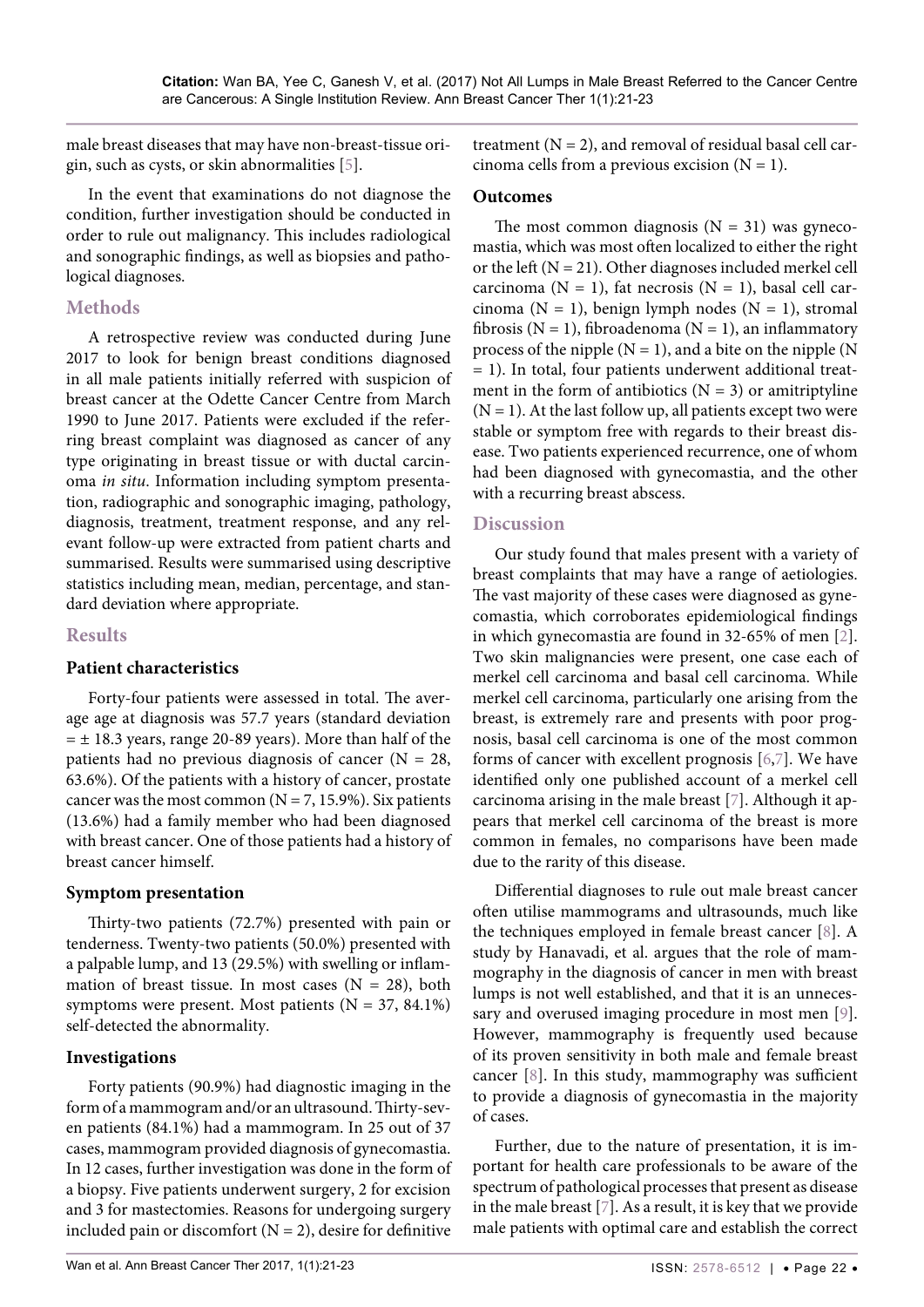male breast diseases that may have non-breast-tissue origin, such as cysts, or skin abnormalities [5].

In the event that examinations do not diagnose the condition, further investigation should be conducted in order to rule out malignancy. This includes radiological and sonographic findings, as well as biopsies and pathological diagnoses.

## Methods

A retrospective review was conducted during June 2017 to look for benign breast conditions diagnosed in all male patients initially referred with suspicion of breast cancer at the Odette Cancer Centre from March 1990 to June 2017. Patients were excluded if the referring breast complaint was diagnosed as cancer of any type originating in breast tissue or with ductal carcinoma *in situ*. Information including symptom presentation, radiographic and sonographic imaging, pathology, diagnosis, treatment, treatment response, and any relevant follow-up were extracted from patient charts and summarised. Results were summarised using descriptive statistics including mean, median, percentage, and standard deviation where appropriate.

## Results

### Patient characteristics

Forty-four patients were assessed in total. The average age at diagnosis was 57.7 years (standard deviation = ± 18.3 years, range 20-89 years). More than half of the patients had no previous diagnosis of cancer (N = 28, 63.6%). Of the patients with a history of cancer, prostate cancer was the most common (N = 7, 15.9%). Six patients (13.6%) had a family member who had been diagnosed with breast cancer. One of those patients had a history of breast cancer himself.

### Symptom presentation

Thirty-two patients (72.7%) presented with pain or tenderness. Twenty-two patients (50.0%) presented with a palpable lump, and 13 (29.5%) with swelling or inflammation of breast tissue. In most cases (N = 28), both symptoms were present. Most patients (N = 37, 84.1%) self-detected the abnormality.

### Investigations

Forty patients (90.9%) had diagnostic imaging in the form of a mammogram and/or an ultrasound. Thirty-seven patients (84.1%) had a mammogram. In 25 out of 37 cases, mammogram provided diagnosis of gynecomastia. In 12 cases, further investigation was done in the form of a biopsy. Five patients underwent surgery, 2 for excision and 3 for mastectomies. Reasons for undergoing surgery included pain or discomfort (N = 2), desire for definitive treatment (N = 2), and removal of residual basal cell carcinoma cells from a previous excision (N = 1).

### Outcomes

The most common diagnosis (N = 31) was gynecomastia, which was most often localized to either the right or the left (N = 21). Other diagnoses included merkel cell carcinoma (N = 1), fat necrosis (N = 1), basal cell carcinoma (N = 1), benign lymph nodes (N = 1), stromal fibrosis (N = 1), fibroadenoma (N = 1), an inflammatory process of the nipple (N = 1), and a bite on the nipple (N = 1). In total, four patients underwent additional treatment in the form of antibiotics (N = 3) or amitriptyline (N = 1). At the last follow up, all patients except two were stable or symptom free with regards to their breast disease. Two patients experienced recurrence, one of whom had been diagnosed with gynecomastia, and the other with a recurring breast abscess.

## Discussion

Our study found that males present with a variety of breast complaints that may have a range of aetiologies. The vast majority of these cases were diagnosed as gynecomastia, which corroborates epidemiological findings in which gynecomastia are found in 32-65% of men [2]. Two skin malignancies were present, one case each of merkel cell carcinoma and basal cell carcinoma. While merkel cell carcinoma, particularly one arising from the breast, is extremely rare and presents with poor prognosis, basal cell carcinoma is one of the most common forms of cancer with excellent prognosis [6,7]. We have identified only one published account of a merkel cell carcinoma arising in the male breast [7]. Although it appears that merkel cell carcinoma of the breast is more common in females, no comparisons have been made due to the rarity of this disease.

Differential diagnoses to rule out male breast cancer often utilise mammograms and ultrasounds, much like the techniques employed in female breast cancer [8]. A study by Hanavadi, et al. argues that the role of mammography in the diagnosis of cancer in men with breast lumps is not well established, and that it is an unnecessary and overused imaging procedure in most men [9]. However, mammography is frequently used because of its proven sensitivity in both male and female breast cancer [8]. In this study, mammography was sufficient to provide a diagnosis of gynecomastia in the majority of cases.

Further, due to the nature of presentation, it is important for health care professionals to be aware of the spectrum of pathological processes that present as disease in the male breast [7]. As a result, it is key that we provide male patients with optimal care and establish the correct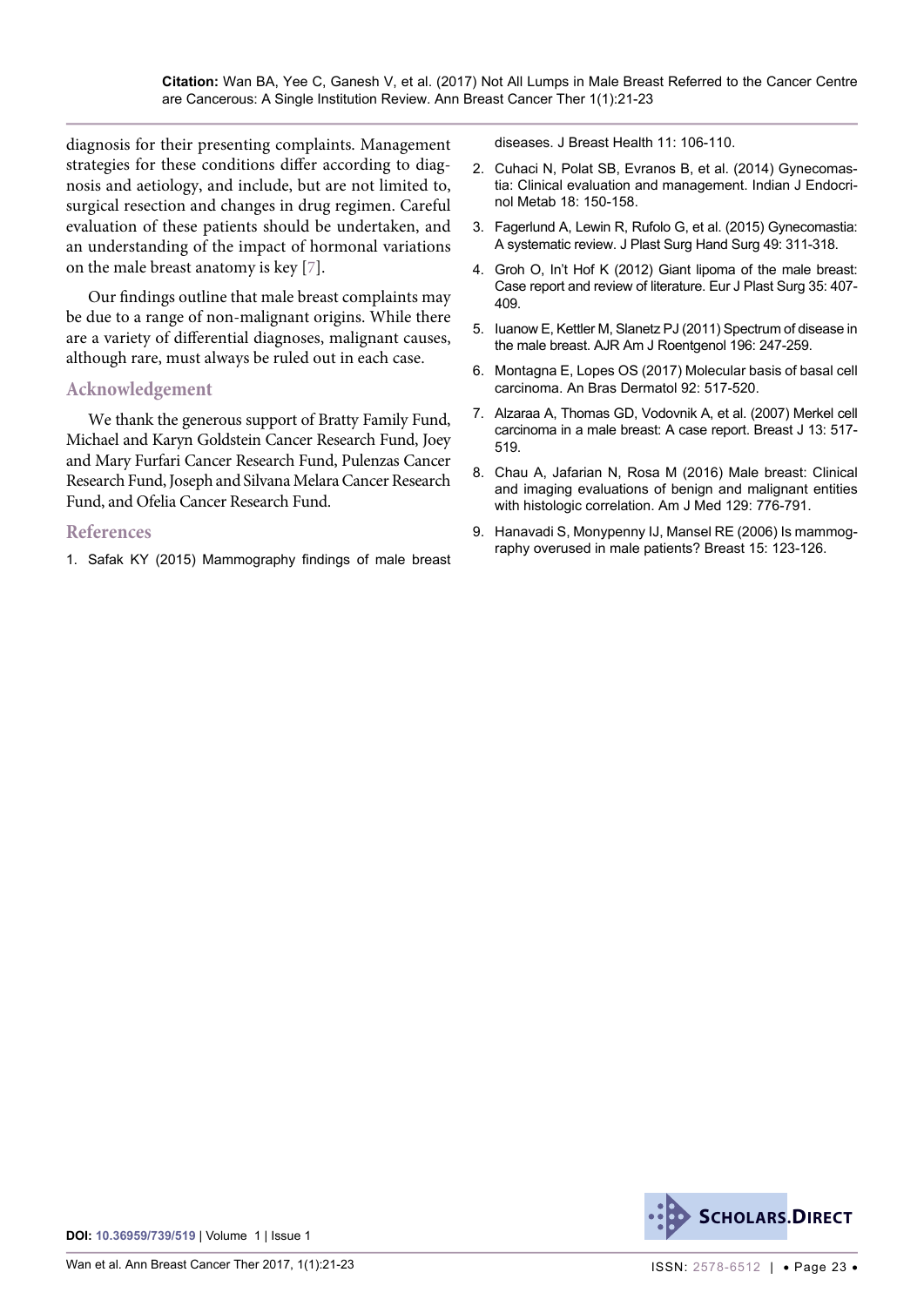diagnosis for their presenting complaints. Management strategies for these conditions differ according to diagnosis and aetiology, and include, but are not limited to, surgical resection and changes in drug regimen. Careful evaluation of these patients should be undertaken, and an understanding of the impact of hormonal variations on the male breast anatomy is key [7].

Our findings outline that male breast complaints may be due to a range of non-malignant origins. While there are a variety of differential diagnoses, malignant causes, although rare, must always be ruled out in each case.

## Acknowledgement

We thank the generous support of Bratty Family Fund, Michael and Karyn Goldstein Cancer Research Fund, Joey and Mary Furfari Cancer Research Fund, Pulenzas Cancer Research Fund, Joseph and Silvana Melara Cancer Research Fund, and Ofelia Cancer Research Fund.

## References

1. Safak KY (2015) Mammography findings of male breast diseases. J Breast Health 11: 106-110.
2. Cuhaci N, Polat SB, Evranos B, et al. (2014) Gynecomastia: Clinical evaluation and management. Indian J Endocrinol Metab 18: 150-158.
3. Fagerlund A, Lewin R, Rufolo G, et al. (2015) Gynecomastia: A systematic review. J Plast Surg Hand Surg 49: 311-318.
4. Groh O, In't Hof K (2012) Giant lipoma of the male breast: Case report and review of literature. Eur J Plast Surg 35: 407-409.
5. Iuanow E, Kettler M, Slanetz PJ (2011) Spectrum of disease in the male breast. AJR Am J Roentgenol 196: 247-259.
6. Montagna E, Lopes OS (2017) Molecular basis of basal cell carcinoma. An Bras Dermatol 92: 517-520.
7. Alzaraa A, Thomas GD, Vodovnik A, et al. (2007) Merkel cell carcinoma in a male breast: A case report. Breast J 13: 517-519.
8. Chau A, Jafarian N, Rosa M (2016) Male breast: Clinical and imaging evaluations of benign and malignant entities with histologic correlation. Am J Med 129: 776-791.
9. Hanavadi S, Monypenny IJ, Mansel RE (2006) Is mammography overused in male patients? Breast 15: 123-126.